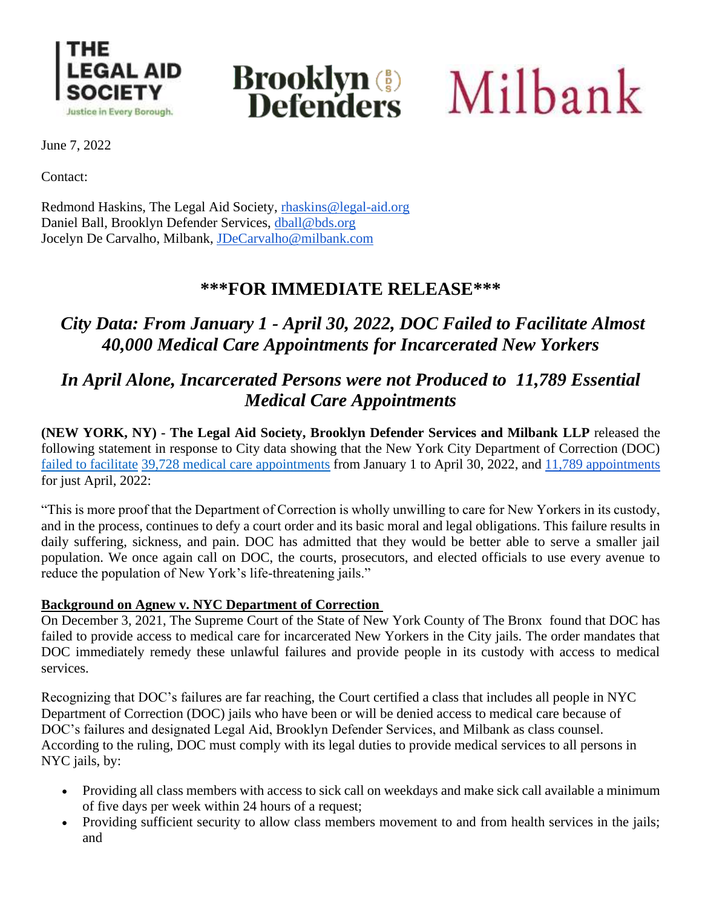THE LEGAL AID SOCIETY
Justice in Every Borough.

Brooklyn Defenders

Milbank

June 7, 2022

Contact:

Redmond Haskins, The Legal Aid Society, rhaskins@legal-aid.org
Daniel Ball, Brooklyn Defender Services, dball@bds.org
Jocelyn De Carvalho, Milbank, JDeCarvalho@milbank.com

## ***FOR IMMEDIATE RELEASE***

## *City Data: From January 1 - April 30, 2022, DOC Failed to Facilitate Almost 40,000 Medical Care Appointments for Incarcerated New Yorkers*

## *In April Alone, Incarcerated Persons were not Produced to 11,789 Essential Medical Care Appointments*

**(NEW YORK, NY) - The Legal Aid Society, Brooklyn Defender Services and Milbank LLP** released the following statement in response to City data showing that the New York City Department of Correction (DOC) failed to facilitate 39,728 medical care appointments from January 1 to April 30, 2022, and 11,789 appointments for just April, 2022:

"This is more proof that the Department of Correction is wholly unwilling to care for New Yorkers in its custody, and in the process, continues to defy a court order and its basic moral and legal obligations. This failure results in daily suffering, sickness, and pain. DOC has admitted that they would be better able to serve a smaller jail population. We once again call on DOC, the courts, prosecutors, and elected officials to use every avenue to reduce the population of New York's life-threatening jails."

**Background on Agnew v. NYC Department of Correction**

On December 3, 2021, The Supreme Court of the State of New York County of The Bronx found that DOC has failed to provide access to medical care for incarcerated New Yorkers in the City jails. The order mandates that DOC immediately remedy these unlawful failures and provide people in its custody with access to medical services.

Recognizing that DOC's failures are far reaching, the Court certified a class that includes all people in NYC Department of Correction (DOC) jails who have been or will be denied access to medical care because of DOC's failures and designated Legal Aid, Brooklyn Defender Services, and Milbank as class counsel. According to the ruling, DOC must comply with its legal duties to provide medical services to all persons in NYC jails, by:

- Providing all class members with access to sick call on weekdays and make sick call available a minimum of five days per week within 24 hours of a request;
- Providing sufficient security to allow class members movement to and from health services in the jails; and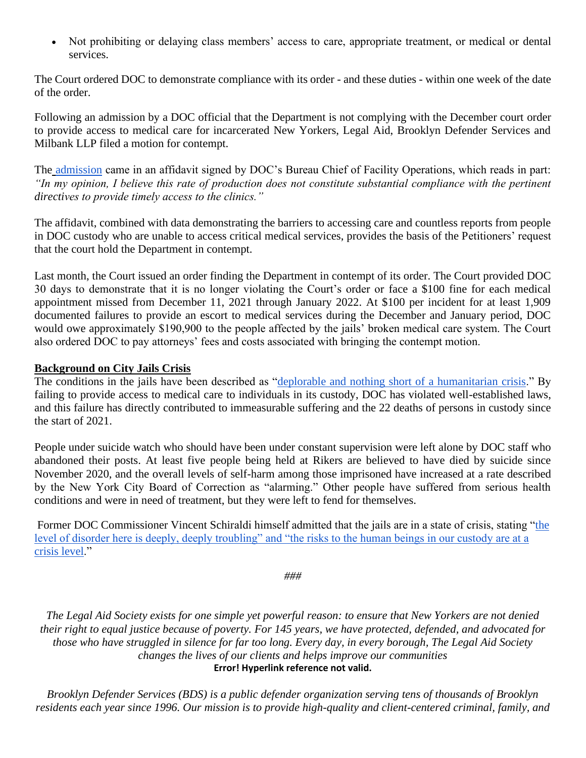- Not prohibiting or delaying class members' access to care, appropriate treatment, or medical or dental services.

The Court ordered DOC to demonstrate compliance with its order - and these duties - within one week of the date of the order.

Following an admission by a DOC official that the Department is not complying with the December court order to provide access to medical care for incarcerated New Yorkers, Legal Aid, Brooklyn Defender Services and Milbank LLP filed a motion for contempt.

The admission came in an affidavit signed by DOC's Bureau Chief of Facility Operations, which reads in part: *"In my opinion, I believe this rate of production does not constitute substantial compliance with the pertinent directives to provide timely access to the clinics."*

The affidavit, combined with data demonstrating the barriers to accessing care and countless reports from people in DOC custody who are unable to access critical medical services, provides the basis of the Petitioners' request that the court hold the Department in contempt.

Last month, the Court issued an order finding the Department in contempt of its order. The Court provided DOC 30 days to demonstrate that it is no longer violating the Court's order or face a $100 fine for each medical appointment missed from December 11, 2021 through January 2022. At $100 per incident for at least 1,909 documented failures to provide an escort to medical services during the December and January period, DOC would owe approximately $190,900 to the people affected by the jails' broken medical care system. The Court also ordered DOC to pay attorneys' fees and costs associated with bringing the contempt motion.

**Background on City Jails Crisis**

The conditions in the jails have been described as "deplorable and nothing short of a humanitarian crisis." By failing to provide access to medical care to individuals in its custody, DOC has violated well-established laws, and this failure has directly contributed to immeasurable suffering and the 22 deaths of persons in custody since the start of 2021.

People under suicide watch who should have been under constant supervision were left alone by DOC staff who abandoned their posts. At least five people being held at Rikers are believed to have died by suicide since November 2020, and the overall levels of self-harm among those imprisoned have increased at a rate described by the New York City Board of Correction as "alarming." Other people have suffered from serious health conditions and were in need of treatment, but they were left to fend for themselves.

Former DOC Commissioner Vincent Schiraldi himself admitted that the jails are in a state of crisis, stating "the level of disorder here is deeply, deeply troubling" and "the risks to the human beings in our custody are at a crisis level."

###

*The Legal Aid Society exists for one simple yet powerful reason: to ensure that New Yorkers are not denied their right to equal justice because of poverty. For 145 years, we have protected, defended, and advocated for those who have struggled in silence for far too long. Every day, in every borough, The Legal Aid Society changes the lives of our clients and helps improve our communities*

**Error! Hyperlink reference not valid.**

*Brooklyn Defender Services (BDS) is a public defender organization serving tens of thousands of Brooklyn residents each year since 1996. Our mission is to provide high-quality and client-centered criminal, family, and*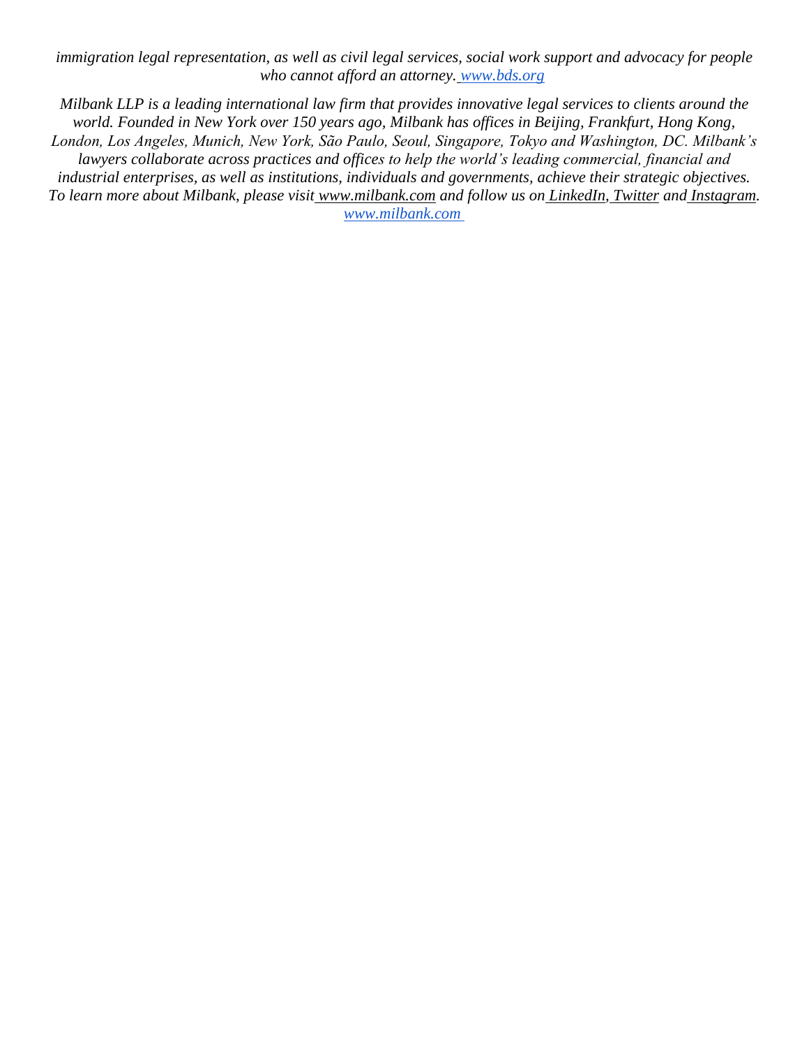*immigration legal representation, as well as civil legal services, social work support and advocacy for people who cannot afford an attorney. www.bds.org*

*Milbank LLP is a leading international law firm that provides innovative legal services to clients around the world. Founded in New York over 150 years ago, Milbank has offices in Beijing, Frankfurt, Hong Kong, London, Los Angeles, Munich, New York, São Paulo, Seoul, Singapore, Tokyo and Washington, DC. Milbank's lawyers collaborate across practices and offices to help the world's leading commercial, financial and industrial enterprises, as well as institutions, individuals and governments, achieve their strategic objectives. To learn more about Milbank, please visit www.milbank.com and follow us on LinkedIn, Twitter and Instagram. www.milbank.com*